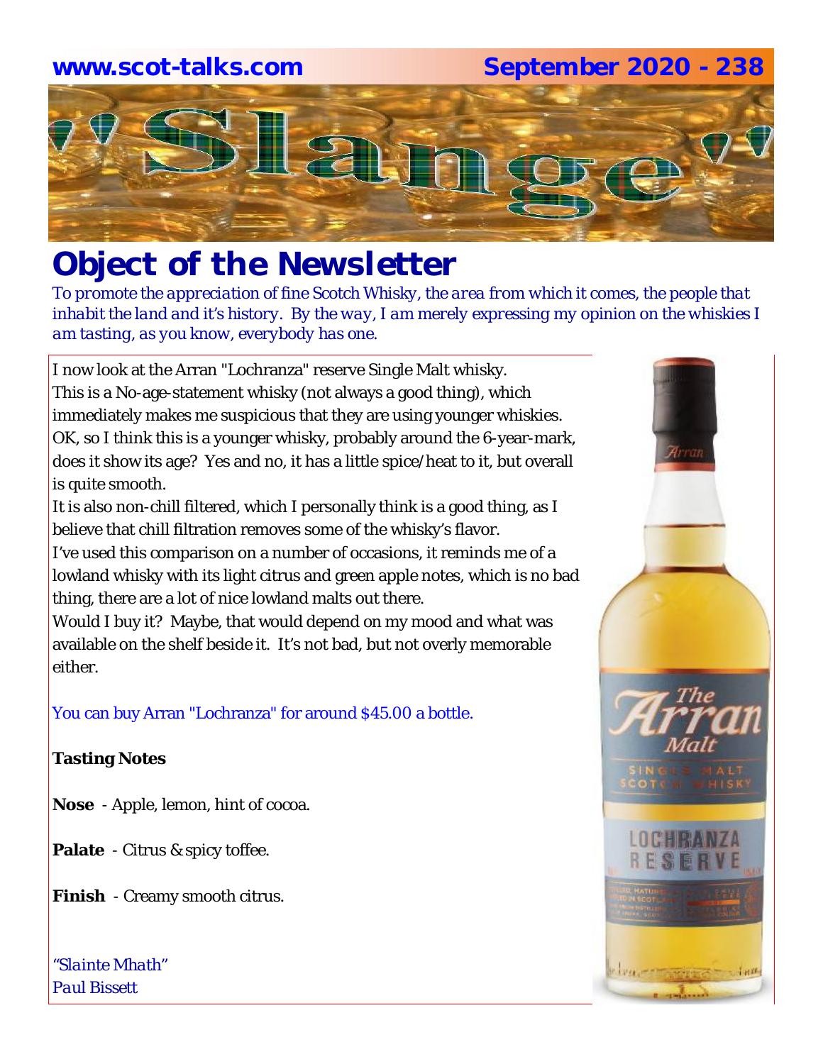www.scot-talks.com September 2020 - 238

# "Slange"

## Object of the Newsletter

*To promote the appreciation of fine Scotch Whisky, the area from which it comes, the people that inhabit the land and it's history. By the way, I am merely expressing my opinion on the whiskies I am tasting, as you know, everybody has one.*

I now look at the Arran "Lochranza" reserve Single Malt whisky. This is a No-age-statement whisky (not always a good thing), which immediately makes me suspicious that they are using younger whiskies. OK, so I think this is a younger whisky, probably around the 6-year-mark, does it show its age? Yes and no, it has a little spice/heat to it, but overall is quite smooth.

It is also non-chill filtered, which I personally think is a good thing, as I believe that chill filtration removes some of the whisky's flavor.

I've used this comparison on a number of occasions, it reminds me of a lowland whisky with its light citrus and green apple notes, which is no bad thing, there are a lot of nice lowland malts out there.

Would I buy it? Maybe, that would depend on my mood and what was available on the shelf beside it. It's not bad, but not overly memorable either.

You can buy Arran "Lochranza" for around $45.00 a bottle.

**Tasting Notes**

**Nose** - Apple, lemon, hint of cocoa.

**Palate** - Citrus & spicy toffee.

**Finish** - Creamy smooth citrus.

*"Slainte Mhath"*
*Paul Bissett*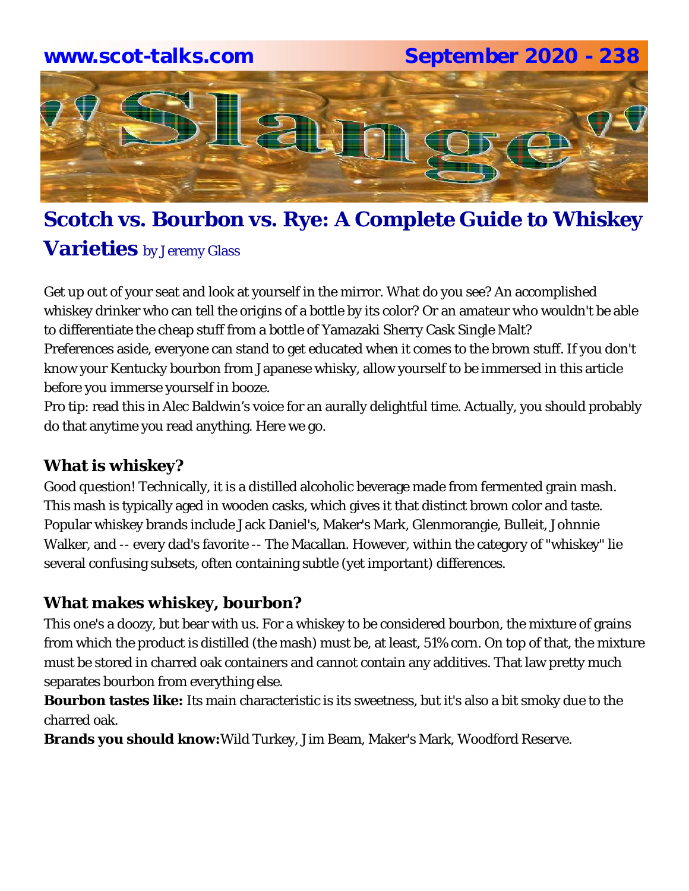# Scotch vs. Bourbon vs. Rye: A Complete Guide to Whiskey Varieties by Jeremy Glass

Get up out of your seat and look at yourself in the mirror. What do you see? An accomplished whiskey drinker who can tell the origins of a bottle by its color? Or an amateur who wouldn't be able to differentiate the cheap stuff from a bottle of Yamazaki Sherry Cask Single Malt?
Preferences aside, everyone can stand to get educated when it comes to the brown stuff. If you don't know your Kentucky bourbon from Japanese whisky, allow yourself to be immersed in this article before you immerse yourself in booze.
Pro tip: read this in Alec Baldwin's voice for an aurally delightful time. Actually, you should probably do that anytime you read anything. Here we go.

## What is whiskey?

Good question! Technically, it is a distilled alcoholic beverage made from fermented grain mash. This mash is typically aged in wooden casks, which gives it that distinct brown color and taste. Popular whiskey brands include Jack Daniel's, Maker's Mark, Glenmorangie, Bulleit, Johnnie Walker, and -- every dad's favorite -- The Macallan. However, within the category of "whiskey" lie several confusing subsets, often containing subtle (yet important) differences.

## What makes whiskey, bourbon?

This one's a doozy, but bear with us. For a whiskey to be considered bourbon, the mixture of grains from which the product is distilled (the mash) must be, at least, 51% corn. On top of that, the mixture must be stored in charred oak containers and cannot contain any additives. That law pretty much separates bourbon from everything else.
**Bourbon tastes like:** Its main characteristic is its sweetness, but it's also a bit smoky due to the charred oak.
**Brands you should know:** Wild Turkey, Jim Beam, Maker's Mark, Woodford Reserve.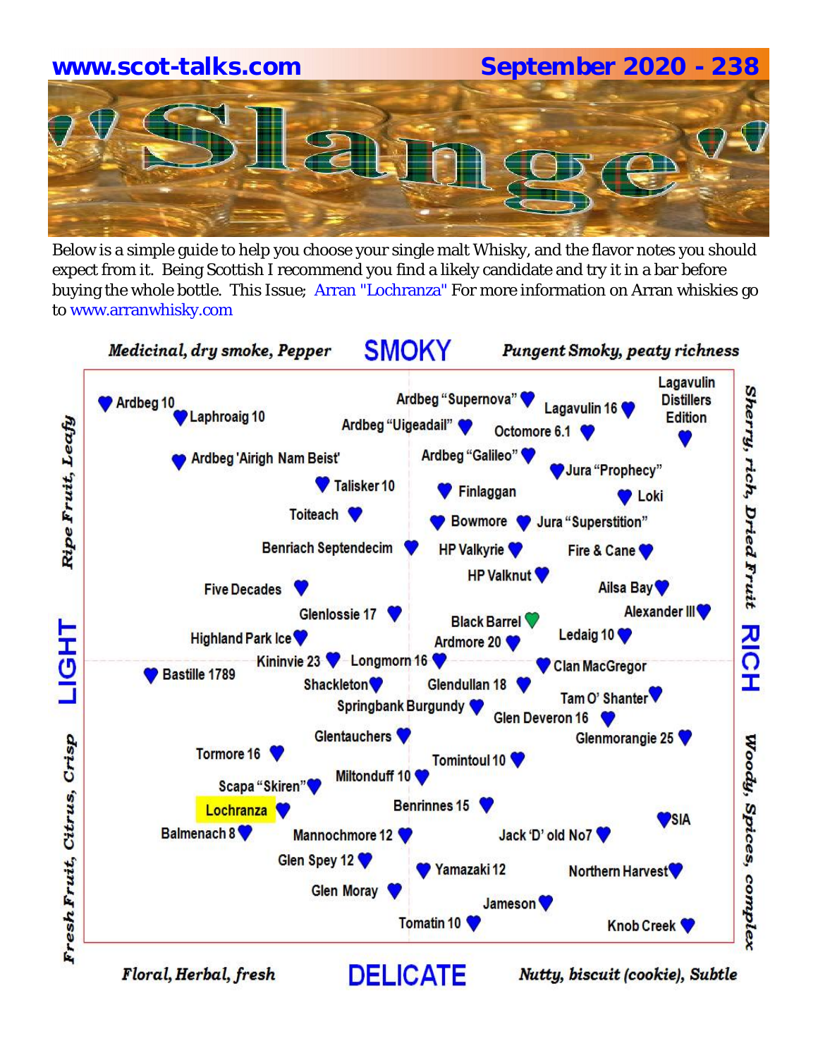**www.scot-talks.com** **September 2020 - 238**

# Slange

Below is a simple guide to help you choose your single malt Whisky, and the flavor notes you should expect from it. Being Scottish I recommend you find a likely candidate and try it in a bar before buying the whole bottle. This Issue; Arran "Lochranza" For more information on Arran whiskies go to www.arranwhisky.com

*Medicinal, dry smoke, Pepper* **SMOKY** *Pungent Smoky, peaty richness*

*Ripe Fruit, Leafy* — **LIGHT** — *Fresh Fruit, Citrus, Crisp*

*Sherry, rich, Dried Fruit* — **RICH** — *Woody, Spices, complex*

*Floral, Herbal, fresh* **DELICATE** *Nutty, biscuit (cookie), Subtle*

Ardbeg 10
Laphroaig 10
Ardbeg "Supernova"
Lagavulin 16
Lagavulin Distillers Edition
Ardbeg "Uigeadail"
Octomore 6.1
Ardbeg 'Airigh Nam Beist'
Ardbeg "Galileo"
Jura "Prophecy"
Talisker 10
Finlaggan
Loki
Toiteach
Bowmore
Jura "Superstition"
Benriach Septendecim
HP Valkyrie
Fire & Cane
HP Valknut
Five Decades
Ailsa Bay
Alexander III
Glenlossie 17
Black Barrel
Highland Park Ice
Ardmore 20
Ledaig 10
Kininvie 23
Longmorn 16
Bastille 1789
Clan MacGregor
Shackleton
Glendullan 18
Tam O' Shanter
Springbank Burgundy
Glen Deveron 16
Glentauchers
Glenmorangie 25
Tormore 16
Tomintoul 10
Miltonduff 10
Scapa "Skiren"
Lochranza
Benrinnes 15
SIA
Balmenach 8
Mannochmore 12
Jack 'D' old No7
Glen Spey 12
Yamazaki 12
Northern Harvest
Glen Moray
Jameson
Tomatin 10
Knob Creek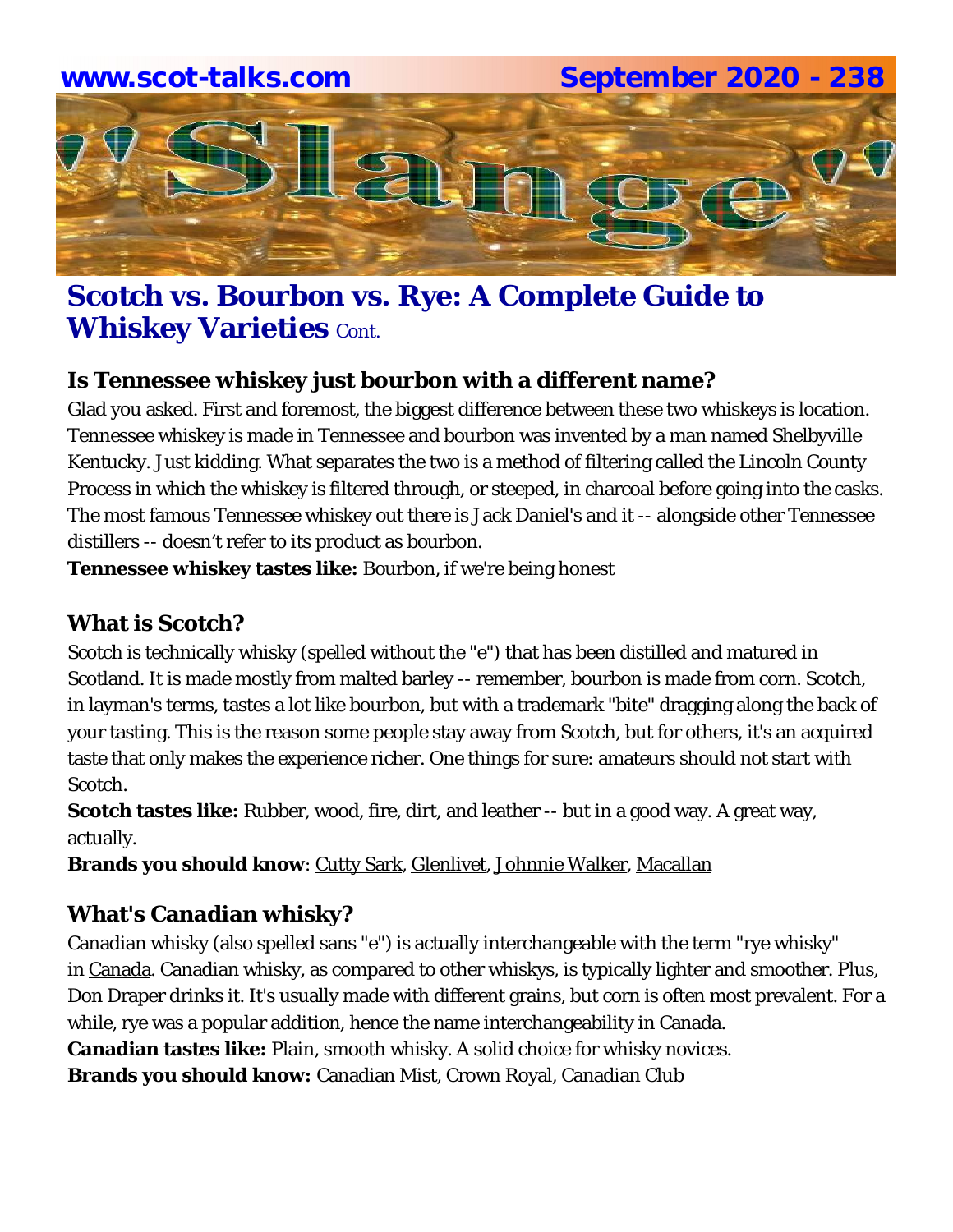## Scotch vs. Bourbon vs. Rye: A Complete Guide to Whiskey Varieties Cont.

### Is Tennessee whiskey just bourbon with a different name?

Glad you asked. First and foremost, the biggest difference between these two whiskeys is location. Tennessee whiskey is made in Tennessee and bourbon was invented by a man named Shelbyville Kentucky. Just kidding. What separates the two is a method of filtering called the Lincoln County Process in which the whiskey is filtered through, or steeped, in charcoal before going into the casks. The most famous Tennessee whiskey out there is Jack Daniel's and it -- alongside other Tennessee distillers -- doesn't refer to its product as bourbon.

**Tennessee whiskey tastes like:** Bourbon, if we're being honest

### What is Scotch?

Scotch is technically whisky (spelled without the "e") that has been distilled and matured in Scotland. It is made mostly from malted barley -- remember, bourbon is made from corn. Scotch, in layman's terms, tastes a lot like bourbon, but with a trademark "bite" dragging along the back of your tasting. This is the reason some people stay away from Scotch, but for others, it's an acquired taste that only makes the experience richer. One things for sure: amateurs should not start with Scotch.

**Scotch tastes like:** Rubber, wood, fire, dirt, and leather -- but in a good way. A great way, actually.

**Brands you should know**: Cutty Sark, Glenlivet, Johnnie Walker, Macallan

### What's Canadian whisky?

Canadian whisky (also spelled sans "e") is actually interchangeable with the term "rye whisky" in Canada. Canadian whisky, as compared to other whiskys, is typically lighter and smoother. Plus, Don Draper drinks it. It's usually made with different grains, but corn is often most prevalent. For a while, rye was a popular addition, hence the name interchangeability in Canada.

**Canadian tastes like:** Plain, smooth whisky. A solid choice for whisky novices.

**Brands you should know:** Canadian Mist, Crown Royal, Canadian Club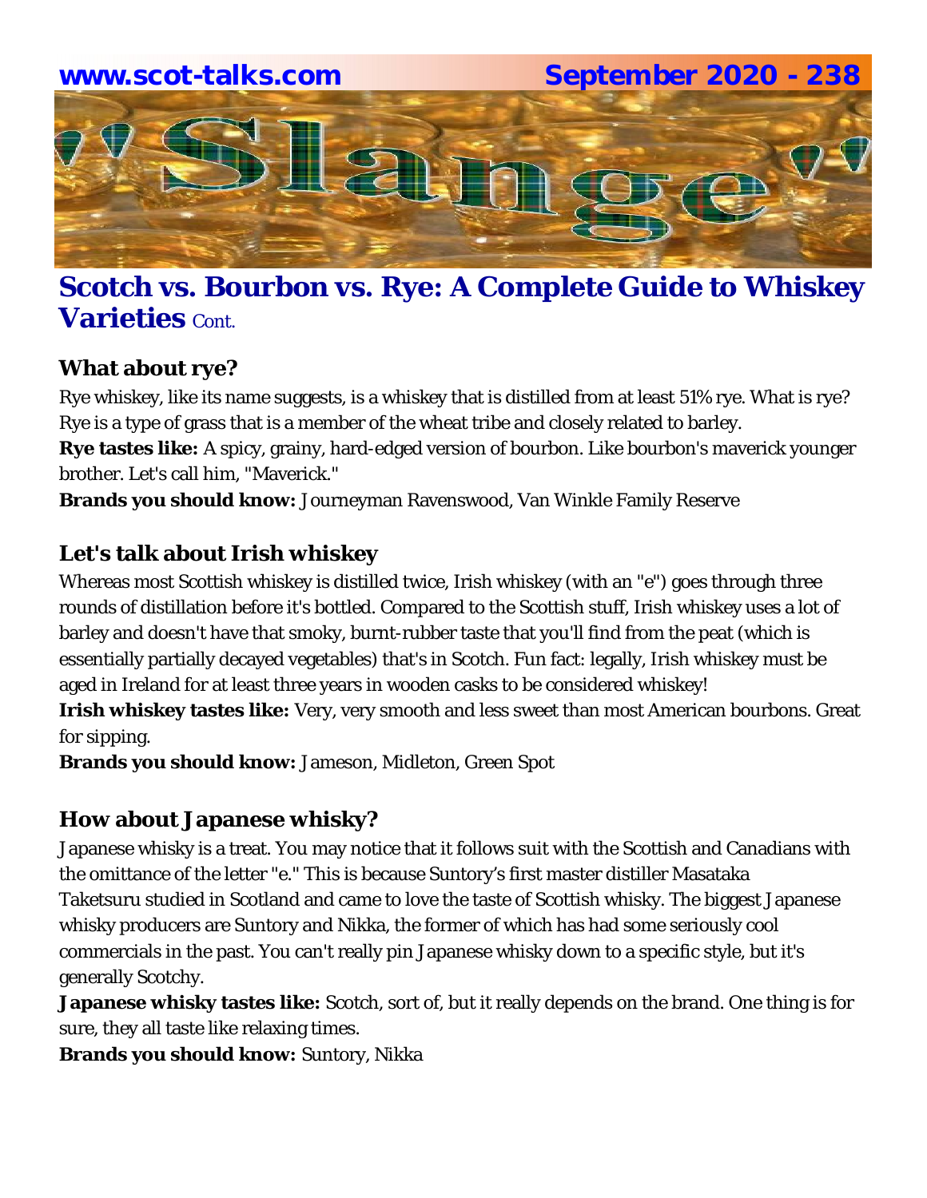# Scotch vs. Bourbon vs. Rye: A Complete Guide to Whiskey Varieties Cont.

### What about rye?

Rye whiskey, like its name suggests, is a whiskey that is distilled from at least 51% rye. What is rye? Rye is a type of grass that is a member of the wheat tribe and closely related to barley.

**Rye tastes like:** A spicy, grainy, hard-edged version of bourbon. Like bourbon's maverick younger brother. Let's call him, "Maverick."

**Brands you should know:** Journeyman Ravenswood, Van Winkle Family Reserve

### Let's talk about Irish whiskey

Whereas most Scottish whiskey is distilled twice, Irish whiskey (with an "e") goes through three rounds of distillation before it's bottled. Compared to the Scottish stuff, Irish whiskey uses a lot of barley and doesn't have that smoky, burnt-rubber taste that you'll find from the peat (which is essentially partially decayed vegetables) that's in Scotch. Fun fact: legally, Irish whiskey must be aged in Ireland for at least three years in wooden casks to be considered whiskey!

**Irish whiskey tastes like:** Very, very smooth and less sweet than most American bourbons. Great for sipping.

**Brands you should know:** Jameson, Midleton, Green Spot

### How about Japanese whisky?

Japanese whisky is a treat. You may notice that it follows suit with the Scottish and Canadians with the omittance of the letter "e." This is because Suntory's first master distiller Masataka Taketsuru studied in Scotland and came to love the taste of Scottish whisky. The biggest Japanese whisky producers are Suntory and Nikka, the former of which has had some seriously cool commercials in the past. You can't really pin Japanese whisky down to a specific style, but it's generally Scotchy.

**Japanese whisky tastes like:** Scotch, sort of, but it really depends on the brand. One thing is for sure, they all taste like relaxing times.

**Brands you should know:** Suntory, Nikka